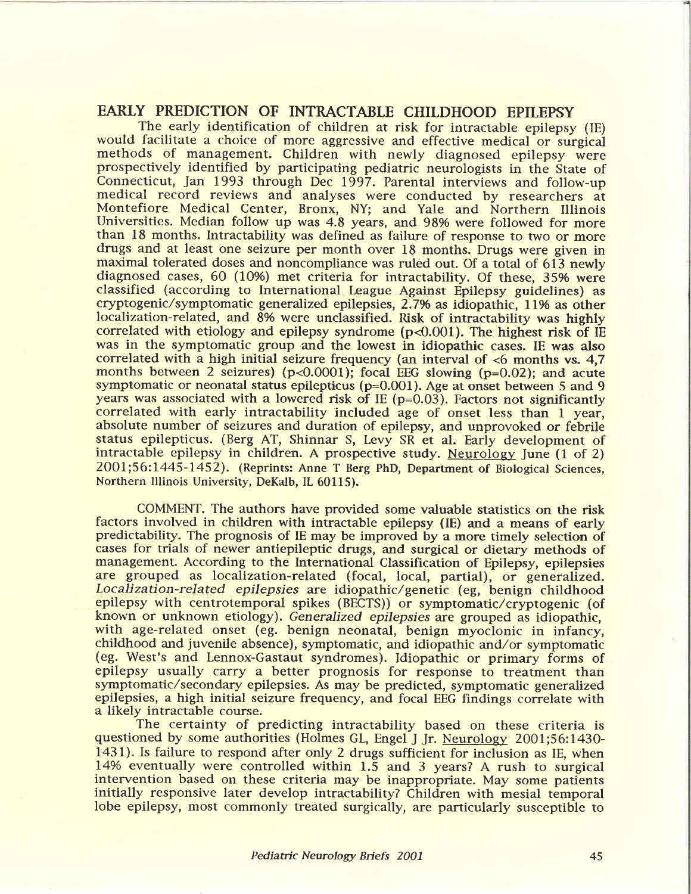## EARLY PREDICTION OF INTRACTABLE CHILDHOOD EPILEPSY

The early identification of children at risk for intractable epilepsy (IE) would facilitate a choice of more aggressive and effective medical or surgical methods of management. Children with newly diagnosed epilepsy were prospectively identified by participating pediatric neurologists in the State of Connecticut, Jan 1993 through Dec 1997. Parental interviews and follow-up medical record reviews and analyses were conducted by researchers at Montefiore Medical Center, Bronx, NY; and Yale and Northern Illinois Universities. Median follow up was 4.8 years, and 98% were followed for more than 18 months. Intractability was defined as failure of response to two or more drugs and at least one seizure per month over 18 months. Drugs were given in maximal tolerated doses and noncompliance was ruled out. Of a total of 613 newly diagnosed cases, 60 (10%) met criteria for intractability. Of these, 35% were classified (according to International League Against Epilepsy guidelines) as cryptogenic/symptomatic generalized epilepsies, 2.7% as idiopathic, 11% as other localization-related, and 8% were unclassified. Risk of intractability was highly correlated with etiology and epilepsy syndrome ($p<0.001$). The highest risk of IE was in the symptomatic group and the lowest in idiopathic cases. IE was also correlated with a high initial seizure frequency (an interval of <6 months vs. 4,7 months between 2 seizures) ($p<0.0001$); focal EEG slowing ($p=0.02$); and acute symptomatic or neonatal status epilepticus ($p=0.001$). Age at onset between 5 and 9 years was associated with a lowered risk of IE ($p=0.03$). Factors not significantly correlated with early intractability included age of onset less than 1 year, absolute number of seizures and duration of epilepsy, and unprovoked or febrile status epilepticus. (Berg AT, Shinnar S, Levy SR et al. Early development of intractable epilepsy in children. A prospective study. Neurology June (1 of 2) 2001;56:1445-1452). (Reprints: Anne T Berg PhD, Department of Biological Sciences, Northern Illinois University, DeKalb, IL 60115).

COMMENT. The authors have provided some valuable statistics on the risk factors involved in children with intractable epilepsy (IE) and a means of early predictability. The prognosis of IE may be improved by a more timely selection of cases for trials of newer antiepileptic drugs, and surgical or dietary methods of management. According to the International Classification of Epilepsy, epilepsies are grouped as localization-related (focal, local, partial), or generalized. *Localization-related epilepsies* are idiopathic/genetic (eg, benign childhood epilepsy with centrotemporal spikes (BECTS)) or symptomatic/cryptogenic (of known or unknown etiology). *Generalized epilepsies* are grouped as idiopathic, with age-related onset (eg. benign neonatal, benign myoclonic in infancy, childhood and juvenile absence), symptomatic, and idiopathic and/or symptomatic (eg. West's and Lennox-Gastaut syndromes). Idiopathic or primary forms of epilepsy usually carry a better prognosis for response to treatment than symptomatic/secondary epilepsies. As may be predicted, symptomatic generalized epilepsies, a high initial seizure frequency, and focal EEG findings correlate with a likely intractable course.

The certainty of predicting intractability based on these criteria is questioned by some authorities (Holmes GL, Engel J Jr. Neurology 2001;56:1430-1431). Is failure to respond after only 2 drugs sufficient for inclusion as IE, when 14% eventually were controlled within 1.5 and 3 years? A rush to surgical intervention based on these criteria may be inappropriate. May some patients initially responsive later develop intractability? Children with mesial temporal lobe epilepsy, most commonly treated surgically, are particularly susceptible to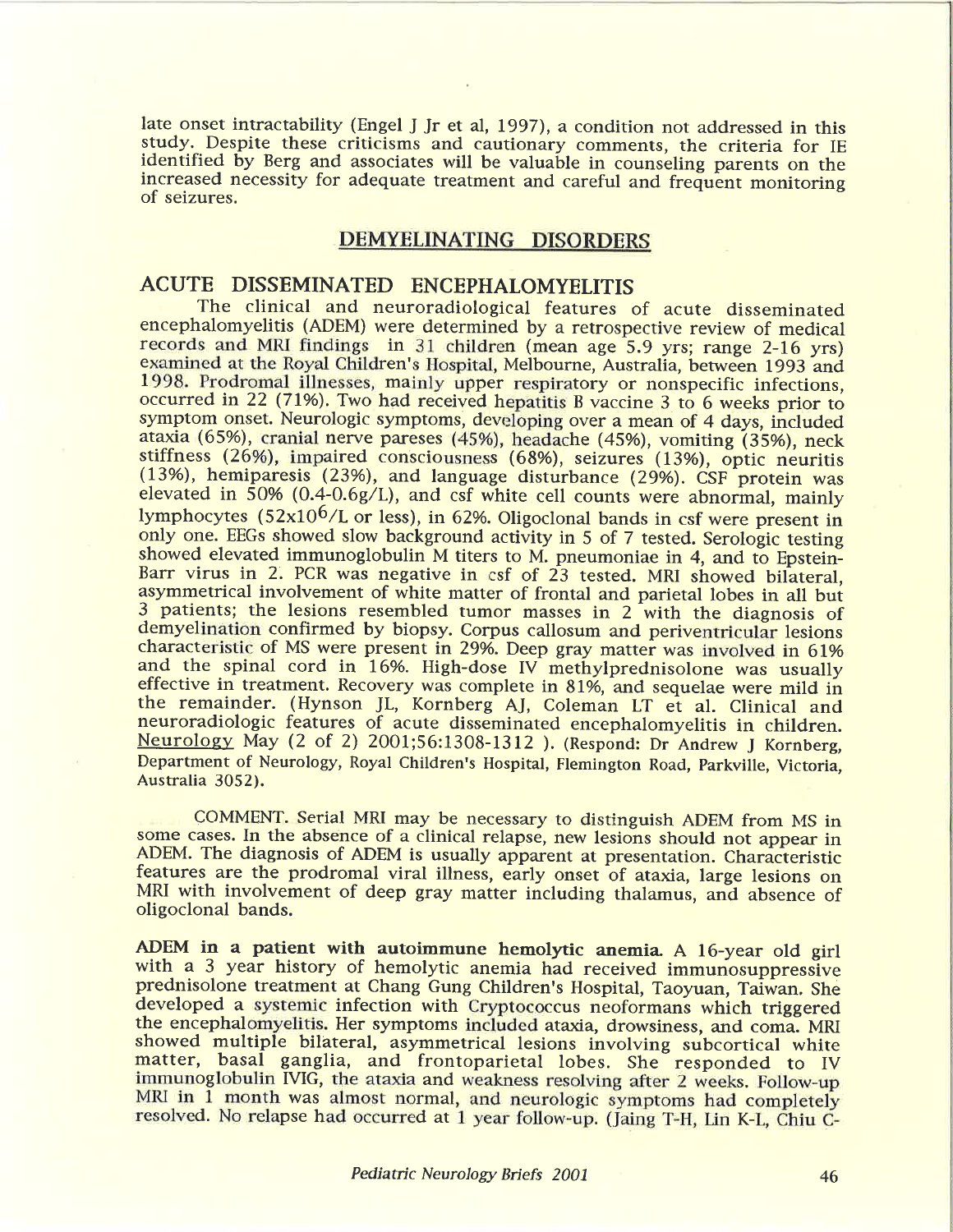late onset intractability (Engel J Jr et al, 1997), a condition not addressed in this study. Despite these criticisms and cautionary comments, the criteria for IE identified by Berg and associates will be valuable in counseling parents on the increased necessity for adequate treatment and careful and frequent monitoring of seizures.

## DEMYELINATING DISORDERS

### ACUTE DISSEMINATED ENCEPHALOMYELITIS

The clinical and neuroradiological features of acute disseminated encephalomyelitis (ADEM) were determined by a retrospective review of medical records and MRI findings in 31 children (mean age 5.9 yrs; range 2-16 yrs) examined at the Royal Children's Hospital, Melbourne, Australia, between 1993 and 1998. Prodromal illnesses, mainly upper respiratory or nonspecific infections, occurred in 22 (71%). Two had received hepatitis B vaccine 3 to 6 weeks prior to symptom onset. Neurologic symptoms, developing over a mean of 4 days, included ataxia (65%), cranial nerve pareses (45%), headache (45%), vomiting (35%), neck stiffness (26%), impaired consciousness (68%), seizures (13%), optic neuritis (13%), hemiparesis (23%), and language disturbance (29%). CSF protein was elevated in 50% (0.4-0.6g/L), and csf white cell counts were abnormal, mainly lymphocytes ($52x10^6$/L or less), in 62%. Oligoclonal bands in csf were present in only one. EEGs showed slow background activity in 5 of 7 tested. Serologic testing showed elevated immunoglobulin M titers to M. pneumoniae in 4, and to Epstein-Barr virus in 2. PCR was negative in csf of 23 tested. MRI showed bilateral, asymmetrical involvement of white matter of frontal and parietal lobes in all but 3 patients; the lesions resembled tumor masses in 2 with the diagnosis of demyelination confirmed by biopsy. Corpus callosum and periventricular lesions characteristic of MS were present in 29%. Deep gray matter was involved in 61% and the spinal cord in 16%. High-dose IV methylprednisolone was usually effective in treatment. Recovery was complete in 81%, and sequelae were mild in the remainder. (Hynson JL, Kornberg AJ, Coleman LT et al. Clinical and neuroradiologic features of acute disseminated encephalomyelitis in children. Neurology May (2 of 2) 2001;56:1308-1312 ). (Respond: Dr Andrew J Kornberg, Department of Neurology, Royal Children's Hospital, Flemington Road, Parkville, Victoria, Australia 3052).

COMMENT. Serial MRI may be necessary to distinguish ADEM from MS in some cases. In the absence of a clinical relapse, new lesions should not appear in ADEM. The diagnosis of ADEM is usually apparent at presentation. Characteristic features are the prodromal viral illness, early onset of ataxia, large lesions on MRI with involvement of deep gray matter including thalamus, and absence of oligoclonal bands.

**ADEM in a patient with autoimmune hemolytic anemia.** A 16-year old girl with a 3 year history of hemolytic anemia had received immunosuppressive prednisolone treatment at Chang Gung Children's Hospital, Taoyuan, Taiwan. She developed a systemic infection with Cryptococcus neoformans which triggered the encephalomyelitis. Her symptoms included ataxia, drowsiness, and coma. MRI showed multiple bilateral, asymmetrical lesions involving subcortical white matter, basal ganglia, and frontoparietal lobes. She responded to IV immunoglobulin IVIG, the ataxia and weakness resolving after 2 weeks. Follow-up MRI in 1 month was almost normal, and neurologic symptoms had completely resolved. No relapse had occurred at 1 year follow-up. (Jaing T-H, Lin K-L, Chiu C-